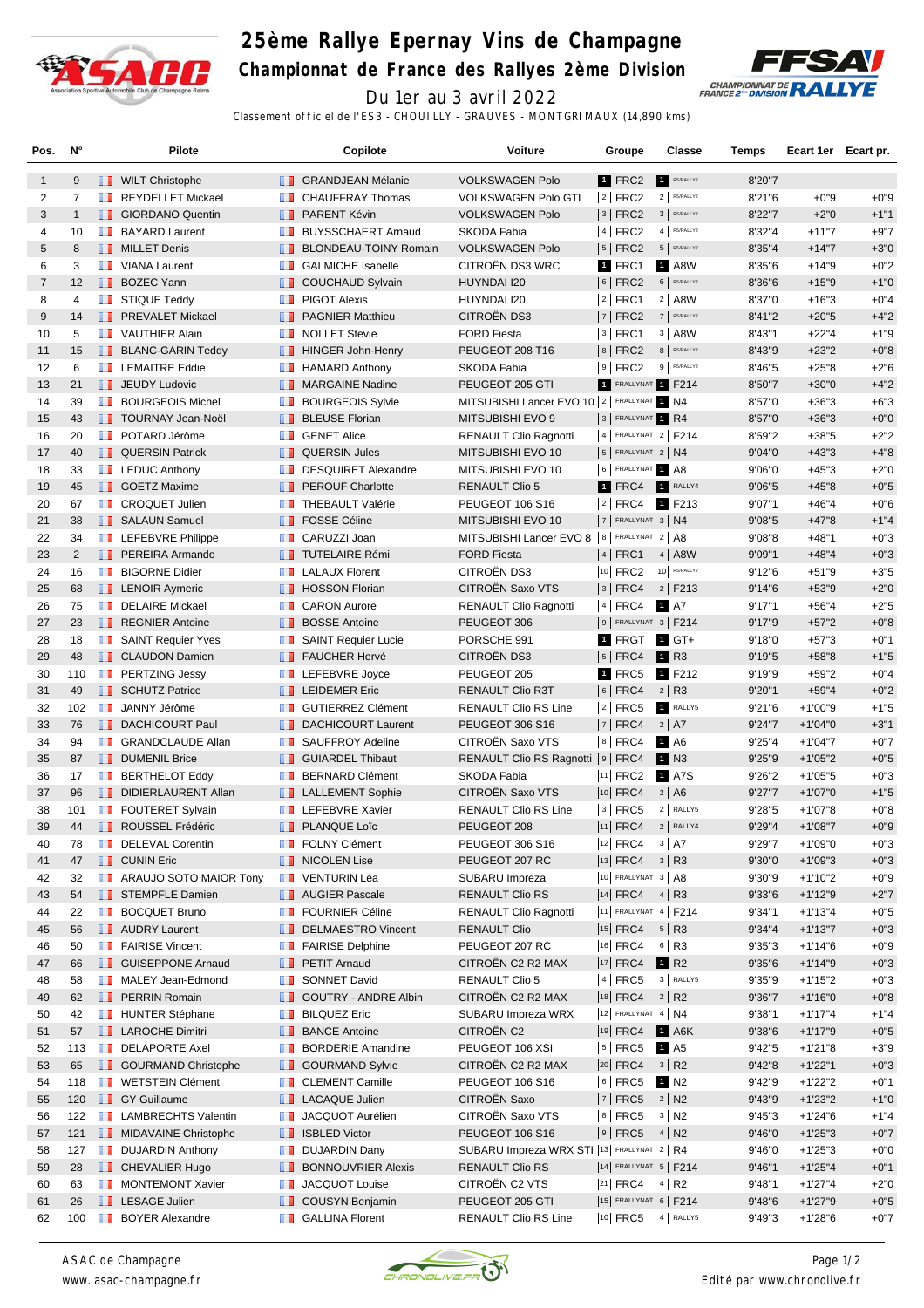# 25ème Rallye Epernay Vins de Champagne

## Championnat de France des Rallyes 2ème Division

Du 1er au 3 avril 2022

Classement officiel de l'ES3 - CHOUILLY - GRAUVES - MONTGRIMAUX (14,890 kms)

| Pos. | N° | Pilote | Copilote | Voiture | Groupe | Classe | Temps | Ecart 1er | Ecart pr. |
|---|---|---|---|---|---|---|---|---|---|
| 1 | 9 | WILT Christophe | GRANDJEAN Mélanie | VOLKSWAGEN Polo | 1 FRC2 | 1 R5/RALLY2 | 8'20"7 | | |
| 2 | 7 | REYDELLET Mickael | CHAUFFRAY Thomas | VOLKSWAGEN Polo GTI | 2 FRC2 | 2 R5/RALLY2 | 8'21"6 | +0"9 | +0"9 |
| 3 | 1 | GIORDANO Quentin | PARENT Kévin | VOLKSWAGEN Polo | 3 FRC2 | 3 R5/RALLY2 | 8'22"7 | +2"0 | +1"1 |
| 4 | 10 | BAYARD Laurent | BUYSSCHAERT Arnaud | SKODA Fabia | 4 FRC2 | 4 R5/RALLY2 | 8'32"4 | +11"7 | +9"7 |
| 5 | 8 | MILLET Denis | BLONDEAU-TOINY Romain | VOLKSWAGEN Polo | 5 FRC2 | 5 R5/RALLY2 | 8'35"4 | +14"7 | +3"0 |
| 6 | 3 | VIANA Laurent | GALMICHE Isabelle | CITROËN DS3 WRC | 1 FRC1 | 1 A8W | 8'35"6 | +14"9 | +0"2 |
| 7 | 12 | BOZEC Yann | COUCHAUD Sylvain | HUYNDAI I20 | 6 FRC2 | 6 R5/RALLY2 | 8'36"6 | +15"9 | +1"0 |
| 8 | 4 | STIQUE Teddy | PIGOT Alexis | HUYNDAI I20 | 2 FRC1 | 2 A8W | 8'37"0 | +16"3 | +0"4 |
| 9 | 14 | PREVALET Mickael | PAGNIER Matthieu | CITROËN DS3 | 7 FRC2 | 7 R5/RALLY2 | 8'41"2 | +20"5 | +4"2 |
| 10 | 5 | VAUTHIER Alain | NOLLET Stevie | FORD Fiesta | 3 FRC1 | 3 A8W | 8'43"1 | +22"4 | +1"9 |
| 11 | 15 | BLANC-GARIN Teddy | HINGER John-Henry | PEUGEOT 208 T16 | 8 FRC2 | 8 R5/RALLY2 | 8'43"9 | +23"2 | +0"8 |
| 12 | 6 | LEMAITRE Eddie | HAMARD Anthony | SKODA Fabia | 9 FRC2 | 9 R5/RALLY2 | 8'46"5 | +25"8 | +2"6 |
| 13 | 21 | JEUDY Ludovic | MARGAINE Nadine | PEUGEOT 205 GTI | 1 FRALLYNAT | 1 F214 | 8'50"7 | +30"0 | +4"2 |
| 14 | 39 | BOURGEOIS Michel | BOURGEOIS Sylvie | MITSUBISHI Lancer EVO 10 | 2 FRALLYNAT | 1 N4 | 8'57"0 | +36"3 | +6"3 |
| 15 | 43 | TOURNAY Jean-Noël | BLEUSE Florian | MITSUBISHI EVO 9 | 3 FRALLYNAT | 1 R4 | 8'57"0 | +36"3 | +0"0 |
| 16 | 20 | POTARD Jérôme | GENET Alice | RENAULT Clio Ragnotti | 4 FRALLYNAT | 2 F214 | 8'59"2 | +38"5 | +2"2 |
| 17 | 40 | QUERSIN Patrick | QUERSIN Jules | MITSUBISHI EVO 10 | 5 FRALLYNAT | 2 N4 | 9'04"0 | +43"3 | +4"8 |
| 18 | 33 | LEDUC Anthony | DESQUIRET Alexandre | MITSUBISHI EVO 10 | 6 FRALLYNAT | 1 A8 | 9'06"0 | +45"3 | +2"0 |
| 19 | 45 | GOETZ Maxime | PEROUF Charlotte | RENAULT Clio 5 | 1 FRC4 | 1 RALLY4 | 9'06"5 | +45"8 | +0"5 |
| 20 | 67 | CROQUET Julien | THEBAULT Valérie | PEUGEOT 106 S16 | 2 FRC4 | 1 F213 | 9'07"1 | +46"4 | +0"6 |
| 21 | 38 | SALAUN Samuel | FOSSE Céline | MITSUBISHI EVO 10 | 7 FRALLYNAT | 3 N4 | 9'08"5 | +47"8 | +1"4 |
| 22 | 34 | LEFEBVRE Philippe | CARUZZI Joan | MITSUBISHI Lancer EVO 8 | 8 FRALLYNAT | 2 A8 | 9'08"8 | +48"1 | +0"3 |
| 23 | 2 | PEREIRA Armando | TUTELAIRE Rémi | FORD Fiesta | 4 FRC1 | 4 A8W | 9'09"1 | +48"4 | +0"3 |
| 24 | 16 | BIGORNE Didier | LALAUX Florent | CITROËN DS3 | 10 FRC2 | 10 R5/RALLY2 | 9'12"6 | +51"9 | +3"5 |
| 25 | 68 | LENOIR Aymeric | HOSSON Florian | CITROËN Saxo VTS | 3 FRC4 | 2 F213 | 9'14"6 | +53"9 | +2"0 |
| 26 | 75 | DELAIRE Mickael | CARON Aurore | RENAULT Clio Ragnotti | 4 FRC4 | 1 A7 | 9'17"1 | +56"4 | +2"5 |
| 27 | 23 | REGNIER Antoine | BOSSE Antoine | PEUGEOT 306 | 9 FRALLYNAT | 3 F214 | 9'17"9 | +57"2 | +0"8 |
| 28 | 18 | SAINT Requier Yves | SAINT Requier Lucie | PORSCHE 991 | 1 FRGT | 1 GT+ | 9'18"0 | +57"3 | +0"1 |
| 29 | 48 | CLAUDON Damien | FAUCHER Hervé | CITROËN DS3 | 5 FRC4 | 1 R3 | 9'19"5 | +58"8 | +1"5 |
| 30 | 110 | PERTZING Jessy | LEFEBVRE Joyce | PEUGEOT 205 | 1 FRC5 | 1 F212 | 9'19"9 | +59"2 | +0"4 |
| 31 | 49 | SCHUTZ Patrice | LEIDEMER Eric | RENAULT Clio R3T | 6 FRC4 | 2 R3 | 9'20"1 | +59"4 | +0"2 |
| 32 | 102 | JANNY Jérôme | GUTIERREZ Clément | RENAULT Clio RS Line | 2 FRC5 | 1 RALLY5 | 9'21"6 | +1'00"9 | +1"5 |
| 33 | 76 | DACHICOURT Paul | DACHICOURT Laurent | PEUGEOT 306 S16 | 7 FRC4 | 2 A7 | 9'24"7 | +1'04"0 | +3"1 |
| 34 | 94 | GRANDCLAUDE Allan | SAUFFROY Adeline | CITROËN Saxo VTS | 8 FRC4 | 1 A6 | 9'25"4 | +1'04"7 | +0"7 |
| 35 | 87 | DUMENIL Brice | GUIARDEL Thibaut | RENAULT Clio RS Ragnotti | 9 FRC4 | 1 N3 | 9'25"9 | +1'05"2 | +0"5 |
| 36 | 17 | BERTHELOT Eddy | BERNARD Clément | SKODA Fabia | 11 FRC2 | 1 A7S | 9'26"2 | +1'05"5 | +0"3 |
| 37 | 96 | DIDIERLAURENT Allan | LALLEMENT Sophie | CITROËN Saxo VTS | 10 FRC4 | 2 A6 | 9'27"7 | +1'07"0 | +1"5 |
| 38 | 101 | FOUTERET Sylvain | LEFEBVRE Xavier | RENAULT Clio RS Line | 3 FRC5 | 2 RALLY5 | 9'28"5 | +1'07"8 | +0"8 |
| 39 | 44 | ROUSSEL Frédéric | PLANQUE Loïc | PEUGEOT 208 | 11 FRC4 | 2 RALLY4 | 9'29"4 | +1'08"7 | +0"9 |
| 40 | 78 | DELEVAL Corentin | FOLNY Clément | PEUGEOT 306 S16 | 12 FRC4 | 3 A7 | 9'29"7 | +1'09"0 | +0"3 |
| 41 | 47 | CUNIN Eric | NICOLEN Lise | PEUGEOT 207 RC | 13 FRC4 | 3 R3 | 9'30"0 | +1'09"3 | +0"3 |
| 42 | 32 | ARAUJO SOTO MAIOR Tony | VENTURIN Léa | SUBARU Impreza | 10 FRALLYNAT | 3 A8 | 9'30"9 | +1'10"2 | +0"9 |
| 43 | 54 | STEMPFLE Damien | AUGIER Pascale | RENAULT Clio RS | 14 FRC4 | 4 R3 | 9'33"6 | +1'12"9 | +2"7 |
| 44 | 22 | BOCQUET Bruno | FOURNIER Céline | RENAULT Clio Ragnotti | 11 FRALLYNAT | 4 F214 | 9'34"1 | +1'13"4 | +0"5 |
| 45 | 56 | AUDRY Laurent | DELMAESTRO Vincent | RENAULT Clio | 15 FRC4 | 5 R3 | 9'34"4 | +1'13"7 | +0"3 |
| 46 | 50 | FAIRISE Vincent | FAIRISE Delphine | PEUGEOT 207 RC | 16 FRC4 | 6 R3 | 9'35"3 | +1'14"6 | +0"9 |
| 47 | 66 | GUISEPPONE Arnaud | PETIT Arnaud | CITROËN C2 R2 MAX | 17 FRC4 | 1 R2 | 9'35"6 | +1'14"9 | +0"3 |
| 48 | 58 | MALEY Jean-Edmond | SONNET David | RENAULT Clio 5 | 4 FRC5 | 3 RALLY5 | 9'35"9 | +1'15"2 | +0"3 |
| 49 | 62 | PERRIN Romain | GOUTRY - ANDRE Albin | CITROËN C2 R2 MAX | 18 FRC4 | 2 R2 | 9'36"7 | +1'16"0 | +0"8 |
| 50 | 42 | HUNTER Stéphane | BILQUEZ Eric | SUBARU Impreza WRX | 12 FRALLYNAT | 4 N4 | 9'38"1 | +1'17"4 | +1"4 |
| 51 | 57 | LAROCHE Dimitri | BANCE Antoine | CITROËN C2 | 19 FRC4 | 1 A6K | 9'38"6 | +1'17"9 | +0"5 |
| 52 | 113 | DELAPORTE Axel | BORDERIE Amandine | PEUGEOT 106 XSI | 5 FRC5 | 1 A5 | 9'42"5 | +1'21"8 | +3"9 |
| 53 | 65 | GOURMAND Christophe | GOURMAND Sylvie | CITROËN C2 R2 MAX | 20 FRC4 | 3 R2 | 9'42"8 | +1'22"1 | +0"3 |
| 54 | 118 | WETSTEIN Clément | CLEMENT Camille | PEUGEOT 106 S16 | 6 FRC5 | 1 N2 | 9'42"9 | +1'22"2 | +0"1 |
| 55 | 120 | GY Guillaume | LACAQUE Julien | CITROËN Saxo | 7 FRC5 | 2 N2 | 9'43"9 | +1'23"2 | +1"0 |
| 56 | 122 | LAMBRECHTS Valentin | JACQUOT Aurélien | CITROËN Saxo VTS | 8 FRC5 | 3 N2 | 9'45"3 | +1'24"6 | +1"4 |
| 57 | 121 | MIDAVAINE Christophe | ISBLED Victor | PEUGEOT 106 S16 | 9 FRC5 | 4 N2 | 9'46"0 | +1'25"3 | +0"7 |
| 58 | 127 | DUJARDIN Anthony | DUJARDIN Dany | SUBARU Impreza WRX STI | 13 FRALLYNAT | 1 R4 | 9'46"0 | +1'25"3 | +0"0 |
| 59 | 28 | CHEVALIER Hugo | BONNOUVRIER Alexis | RENAULT Clio RS | 14 FRALLYNAT | 5 F214 | 9'46"1 | +1'25"4 | +0"1 |
| 60 | 63 | MONTEMONT Xavier | JACQUOT Louise | CITROËN C2 VTS | 21 FRC4 | 4 R2 | 9'48"1 | +1'27"4 | +2"0 |
| 61 | 26 | LESAGE Julien | COUSYN Benjamin | PEUGEOT 205 GTI | 15 FRALLYNAT | 6 F214 | 9'48"6 | +1'27"9 | +0"5 |
| 62 | 100 | BOYER Alexandre | GALLINA Florent | RENAULT Clio RS Line | 10 FRC5 | 4 RALLY5 | 9'49"3 | +1'28"6 | +0"7 |

ASAC de Champagne
www.asac-champagne.fr

Edité par www.chronolive.fr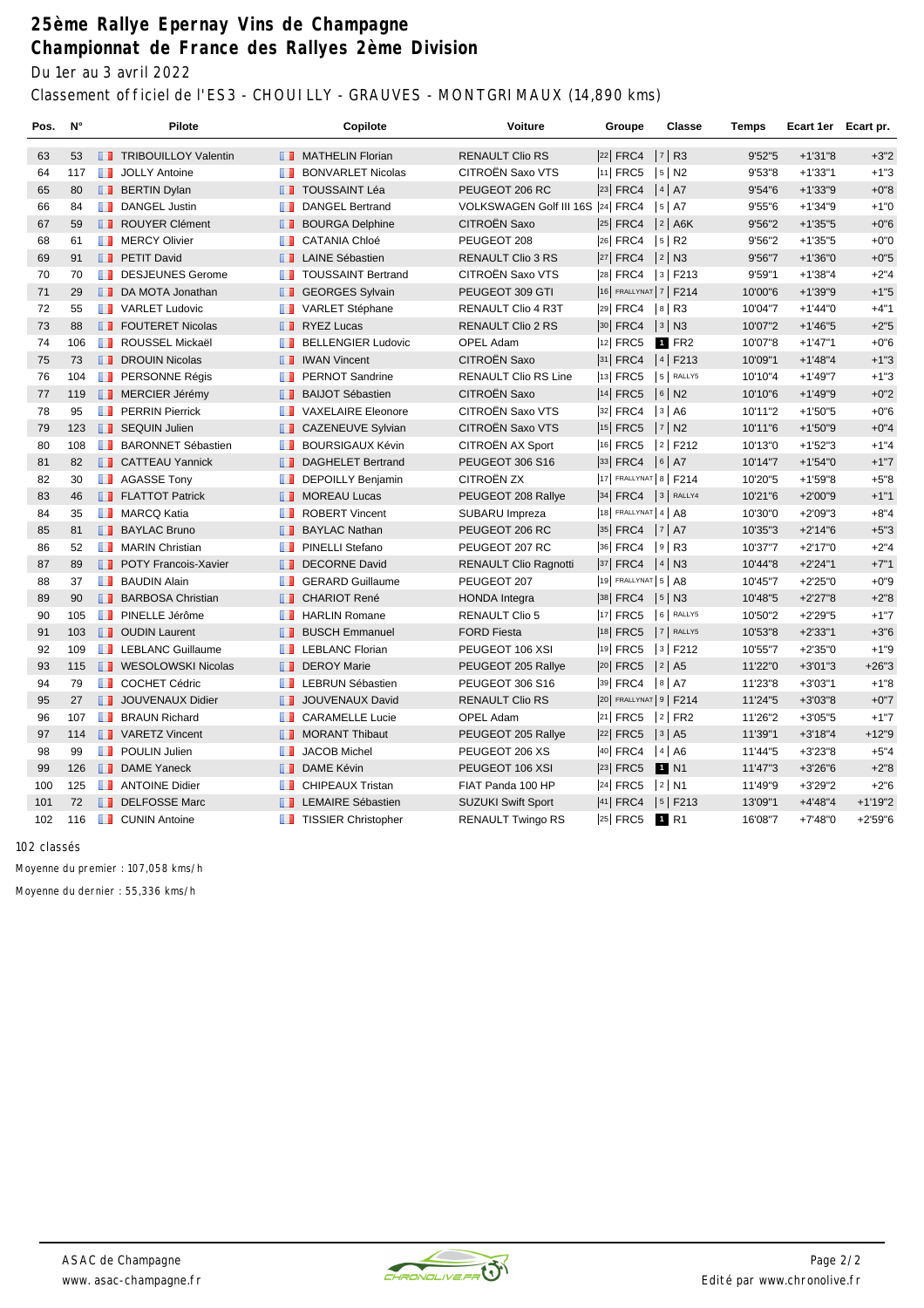# 25ème Rallye Epernay Vins de Champagne
## Championnat de France des Rallyes 2ème Division

Du 1er au 3 avril 2022

Classement officiel de l'ES3 - CHOUILLY - GRAUVES - MONTGRIMAUX (14,890 kms)

| Pos. | N° | Pilote | Copilote | Voiture | Groupe | Classe | Temps | Ecart 1er | Ecart pr. |
|---|---|---|---|---|---|---|---|---|---|
| 63 | 53 | TRIBOUILLOY Valentin | MATHELIN Florian | RENAULT Clio RS | 22 FRC4 | 7 R3 | 9'52"5 | +1'31"8 | +3"2 |
| 64 | 117 | JOLLY Antoine | BONVARLET Nicolas | CITROËN Saxo VTS | 11 FRC5 | 5 N2 | 9'53"8 | +1'33"1 | +1"3 |
| 65 | 80 | BERTIN Dylan | TOUSSAINT Léa | PEUGEOT 206 RC | 23 FRC4 | 4 A7 | 9'54"6 | +1'33"9 | +0"8 |
| 66 | 84 | DANGEL Justin | DANGEL Bertrand | VOLKSWAGEN Golf III 16S | 24 FRC4 | 5 A7 | 9'55"6 | +1'34"9 | +1"0 |
| 67 | 59 | ROUYER Clément | BOURGA Delphine | CITROËN Saxo | 25 FRC4 | 2 A6K | 9'56"2 | +1'35"5 | +0"6 |
| 68 | 61 | MERCY Olivier | CATANIA Chloé | PEUGEOT 208 | 26 FRC4 | 5 R2 | 9'56"2 | +1'35"5 | +0"0 |
| 69 | 91 | PETIT David | LAINE Sébastien | RENAULT Clio 3 RS | 27 FRC4 | 2 N3 | 9'56"7 | +1'36"0 | +0"5 |
| 70 | 70 | DESJEUNES Gerome | TOUSSAINT Bertrand | CITROËN Saxo VTS | 28 FRC4 | 3 F213 | 9'59"1 | +1'38"4 | +2"4 |
| 71 | 29 | DA MOTA Jonathan | GEORGES Sylvain | PEUGEOT 309 GTI | 16 FRALLYNAT | 7 F214 | 10'00"6 | +1'39"9 | +1"5 |
| 72 | 55 | VARLET Ludovic | VARLET Stéphane | RENAULT Clio 4 R3T | 29 FRC4 | 8 R3 | 10'04"7 | +1'44"0 | +4"1 |
| 73 | 88 | FOUTERET Nicolas | RYEZ Lucas | RENAULT Clio 2 RS | 30 FRC4 | 3 N3 | 10'07"2 | +1'46"5 | +2"5 |
| 74 | 106 | ROUSSEL Mickaël | BELLENGIER Ludovic | OPEL Adam | 12 FRC5 | 1 FR2 | 10'07"8 | +1'47"1 | +0"6 |
| 75 | 73 | DROUIN Nicolas | IWAN Vincent | CITROËN Saxo | 31 FRC4 | 4 F213 | 10'09"1 | +1'48"4 | +1"3 |
| 76 | 104 | PERSONNE Régis | PERNOT Sandrine | RENAULT Clio RS Line | 13 FRC5 | 5 RALLY5 | 10'10"4 | +1'49"7 | +1"3 |
| 77 | 119 | MERCIER Jérémy | BAIJOT Sébastien | CITROËN Saxo | 14 FRC5 | 6 N2 | 10'10"6 | +1'49"9 | +0"2 |
| 78 | 95 | PERRIN Pierrick | VAXELAIRE Eleonore | CITROËN Saxo VTS | 32 FRC4 | 3 A6 | 10'11"2 | +1'50"5 | +0"6 |
| 79 | 123 | SEQUIN Julien | CAZENEUVE Sylvian | CITROËN Saxo VTS | 15 FRC5 | 7 N2 | 10'11"6 | +1'50"9 | +0"4 |
| 80 | 108 | BARONNET Sébastien | BOURSIGAUX Kévin | CITROËN AX Sport | 16 FRC5 | 2 F212 | 10'13"0 | +1'52"3 | +1"4 |
| 81 | 82 | CATTEAU Yannick | DAGHELET Bertrand | PEUGEOT 306 S16 | 33 FRC4 | 6 A7 | 10'14"7 | +1'54"0 | +1"7 |
| 82 | 30 | AGASSE Tony | DEPOILLY Benjamin | CITROËN ZX | 17 FRALLYNAT | 8 F214 | 10'20"5 | +1'59"8 | +5"8 |
| 83 | 46 | FLATTOT Patrick | MOREAU Lucas | PEUGEOT 208 Rallye | 34 FRC4 | 3 RALLY4 | 10'21"6 | +2'00"9 | +1"1 |
| 84 | 35 | MARCQ Katia | ROBERT Vincent | SUBARU Impreza | 18 FRALLYNAT | 4 A8 | 10'30"0 | +2'09"3 | +8"4 |
| 85 | 81 | BAYLAC Bruno | BAYLAC Nathan | PEUGEOT 206 RC | 35 FRC4 | 7 A7 | 10'35"3 | +2'14"6 | +5"3 |
| 86 | 52 | MARIN Christian | PINELLI Stefano | PEUGEOT 207 RC | 36 FRC4 | 9 R3 | 10'37"7 | +2'17"0 | +2"4 |
| 87 | 89 | POTY Francois-Xavier | DECORNE David | RENAULT Clio Ragnotti | 37 FRC4 | 4 N3 | 10'44"8 | +2'24"1 | +7"1 |
| 88 | 37 | BAUDIN Alain | GERARD Guillaume | PEUGEOT 207 | 19 FRALLYNAT | 5 A8 | 10'45"7 | +2'25"0 | +0"9 |
| 89 | 90 | BARBOSA Christian | CHARIOT René | HONDA Integra | 38 FRC4 | 5 N3 | 10'48"5 | +2'27"8 | +2"8 |
| 90 | 105 | PINELLE Jérôme | HARLIN Romane | RENAULT Clio 5 | 17 FRC5 | 6 RALLY5 | 10'50"2 | +2'29"5 | +1"7 |
| 91 | 103 | OUDIN Laurent | BUSCH Emmanuel | FORD Fiesta | 18 FRC5 | 7 RALLY5 | 10'53"8 | +2'33"1 | +3"6 |
| 92 | 109 | LEBLANC Guillaume | LEBLANC Florian | PEUGEOT 106 XSI | 19 FRC5 | 3 F212 | 10'55"7 | +2'35"0 | +1"9 |
| 93 | 115 | WESOLOWSKI Nicolas | DEROY Marie | PEUGEOT 205 Rallye | 20 FRC5 | 2 A5 | 11'22"0 | +3'01"3 | +26"3 |
| 94 | 79 | COCHET Cédric | LEBRUN Sébastien | PEUGEOT 306 S16 | 39 FRC4 | 8 A7 | 11'23"8 | +3'03"1 | +1"8 |
| 95 | 27 | JOUVENAUX Didier | JOUVENAUX David | RENAULT Clio RS | 20 FRALLYNAT | 9 F214 | 11'24"5 | +3'03"8 | +0"7 |
| 96 | 107 | BRAUN Richard | CARAMELLE Lucie | OPEL Adam | 21 FRC5 | 2 FR2 | 11'26"2 | +3'05"5 | +1"7 |
| 97 | 114 | VARETZ Vincent | MORANT Thibaut | PEUGEOT 205 Rallye | 22 FRC5 | 3 A5 | 11'39"1 | +3'18"4 | +12"9 |
| 98 | 99 | POULIN Julien | JACOB Michel | PEUGEOT 206 XS | 40 FRC4 | 4 A6 | 11'44"5 | +3'23"8 | +5"4 |
| 99 | 126 | DAME Yaneck | DAME Kévin | PEUGEOT 106 XSI | 23 FRC5 | 1 N1 | 11'47"3 | +3'26"6 | +2"8 |
| 100 | 125 | ANTOINE Didier | CHIPEAUX Tristan | FIAT Panda 100 HP | 24 FRC5 | 2 N1 | 11'49"9 | +3'29"2 | +2"6 |
| 101 | 72 | DELFOSSE Marc | LEMAIRE Sébastien | SUZUKI Swift Sport | 41 FRC4 | 5 F213 | 13'09"1 | +4'48"4 | +1'19"2 |
| 102 | 116 | CUNIN Antoine | TISSIER Christopher | RENAULT Twingo RS | 25 FRC5 | 1 R1 | 16'08"7 | +7'48"0 | +2'59"6 |

102 classés

Moyenne du premier : 107,058 kms/h

Moyenne du dernier : 55,336 kms/h

ASAC de Champagne
www.asac-champagne.fr

Edité par www.chronolive.fr